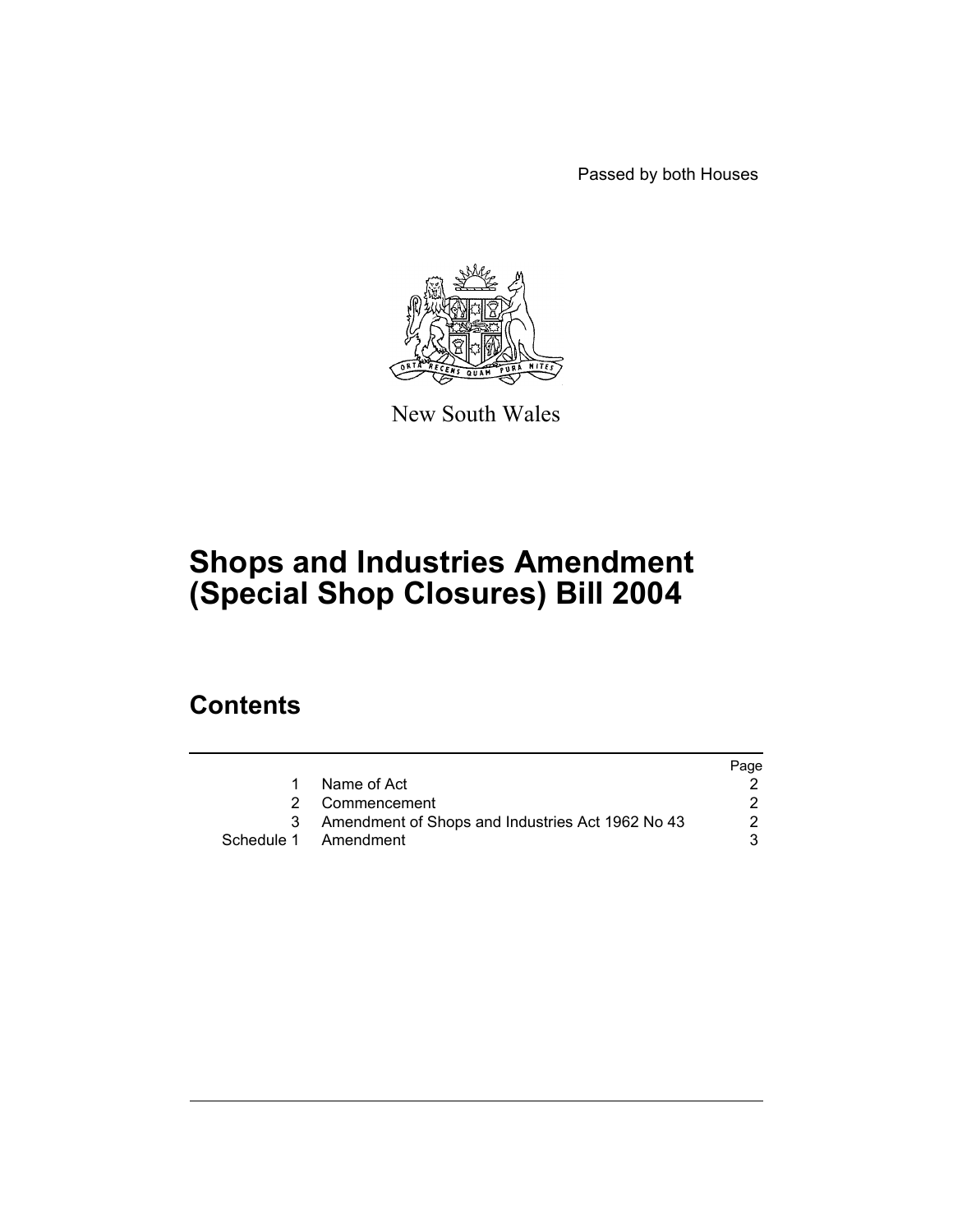Passed by both Houses

New South Wales

# Shops and Industries Amendment (Special Shop Closures) Bill 2004

## Contents

| | | Page |
|---|---|---|
| 1 | Name of Act | 2 |
| 2 | Commencement | 2 |
| 3 | Amendment of Shops and Industries Act 1962 No 43 | 2 |
| Schedule 1 | Amendment | 3 |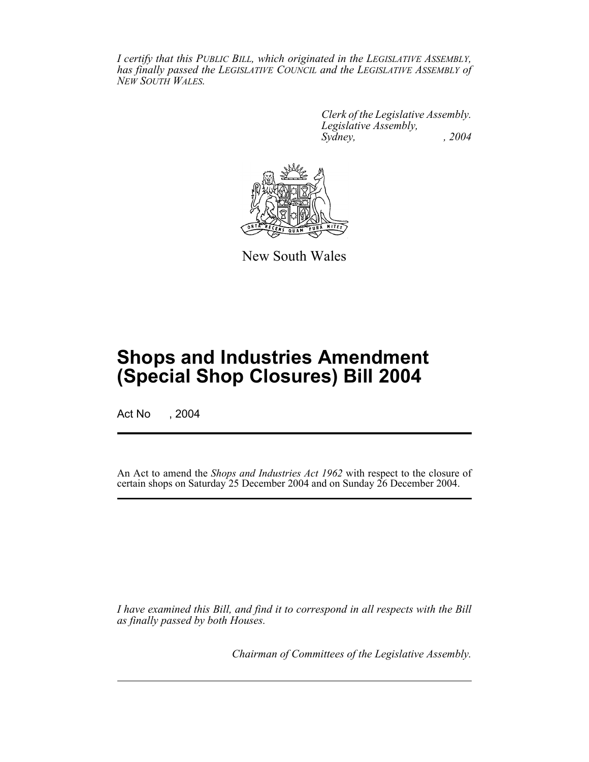*I certify that this PUBLIC BILL, which originated in the LEGISLATIVE ASSEMBLY, has finally passed the LEGISLATIVE COUNCIL and the LEGISLATIVE ASSEMBLY of NEW SOUTH WALES.*

*Clerk of the Legislative Assembly.*
*Legislative Assembly,*
*Sydney, , 2004*

New South Wales

# Shops and Industries Amendment (Special Shop Closures) Bill 2004

Act No , 2004

An Act to amend the *Shops and Industries Act 1962* with respect to the closure of certain shops on Saturday 25 December 2004 and on Sunday 26 December 2004.

*I have examined this Bill, and find it to correspond in all respects with the Bill as finally passed by both Houses.*

*Chairman of Committees of the Legislative Assembly.*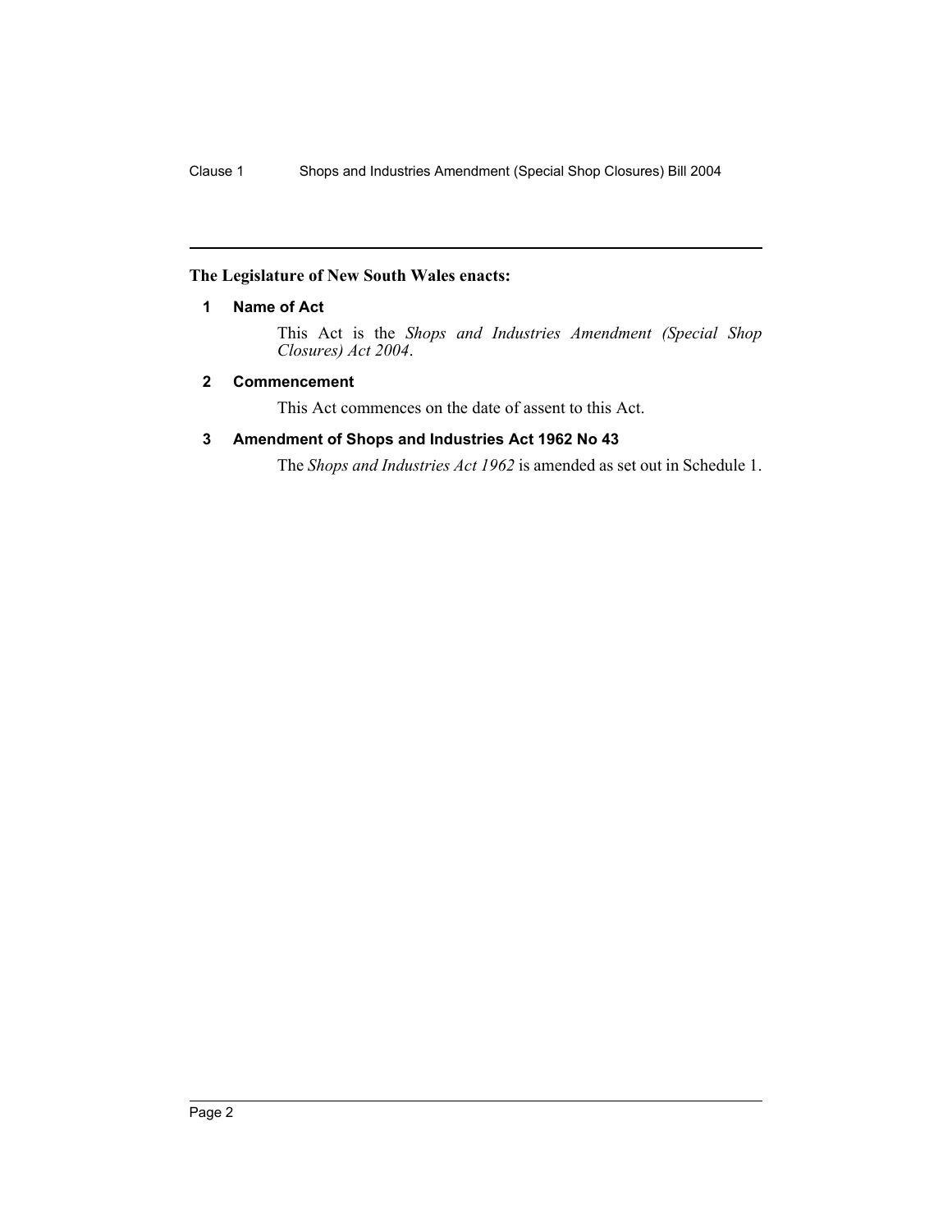**The Legislature of New South Wales enacts:**

### 1 Name of Act

This Act is the *Shops and Industries Amendment (Special Shop Closures) Act 2004*.

### 2 Commencement

This Act commences on the date of assent to this Act.

### 3 Amendment of Shops and Industries Act 1962 No 43

The *Shops and Industries Act 1962* is amended as set out in Schedule 1.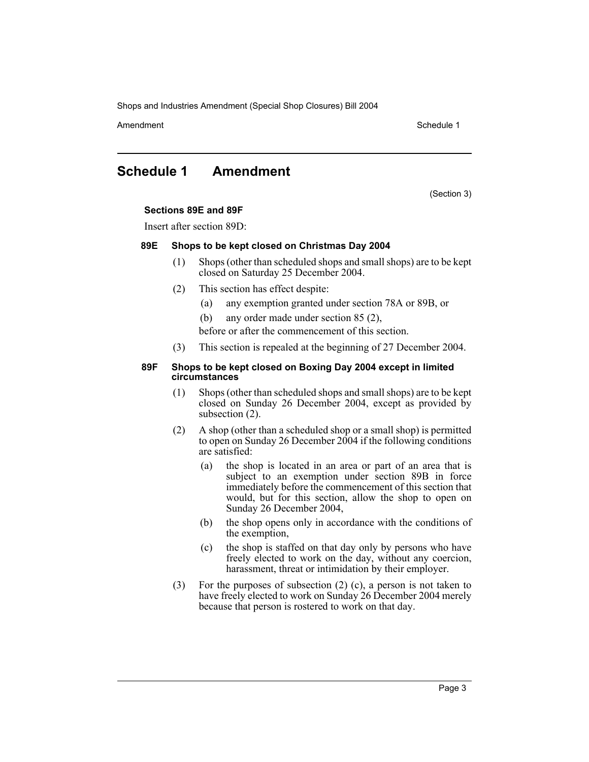# Schedule 1 Amendment

(Section 3)

**Sections 89E and 89F**

Insert after section 89D:

### 89E Shops to be kept closed on Christmas Day 2004

(1) Shops (other than scheduled shops and small shops) are to be kept closed on Saturday 25 December 2004.

(2) This section has effect despite:

(a) any exemption granted under section 78A or 89B, or

(b) any order made under section 85 (2),

before or after the commencement of this section.

(3) This section is repealed at the beginning of 27 December 2004.

### 89F Shops to be kept closed on Boxing Day 2004 except in limited circumstances

(1) Shops (other than scheduled shops and small shops) are to be kept closed on Sunday 26 December 2004, except as provided by subsection (2).

(2) A shop (other than a scheduled shop or a small shop) is permitted to open on Sunday 26 December 2004 if the following conditions are satisfied:

(a) the shop is located in an area or part of an area that is subject to an exemption under section 89B in force immediately before the commencement of this section that would, but for this section, allow the shop to open on Sunday 26 December 2004,

(b) the shop opens only in accordance with the conditions of the exemption,

(c) the shop is staffed on that day only by persons who have freely elected to work on the day, without any coercion, harassment, threat or intimidation by their employer.

(3) For the purposes of subsection (2) (c), a person is not taken to have freely elected to work on Sunday 26 December 2004 merely because that person is rostered to work on that day.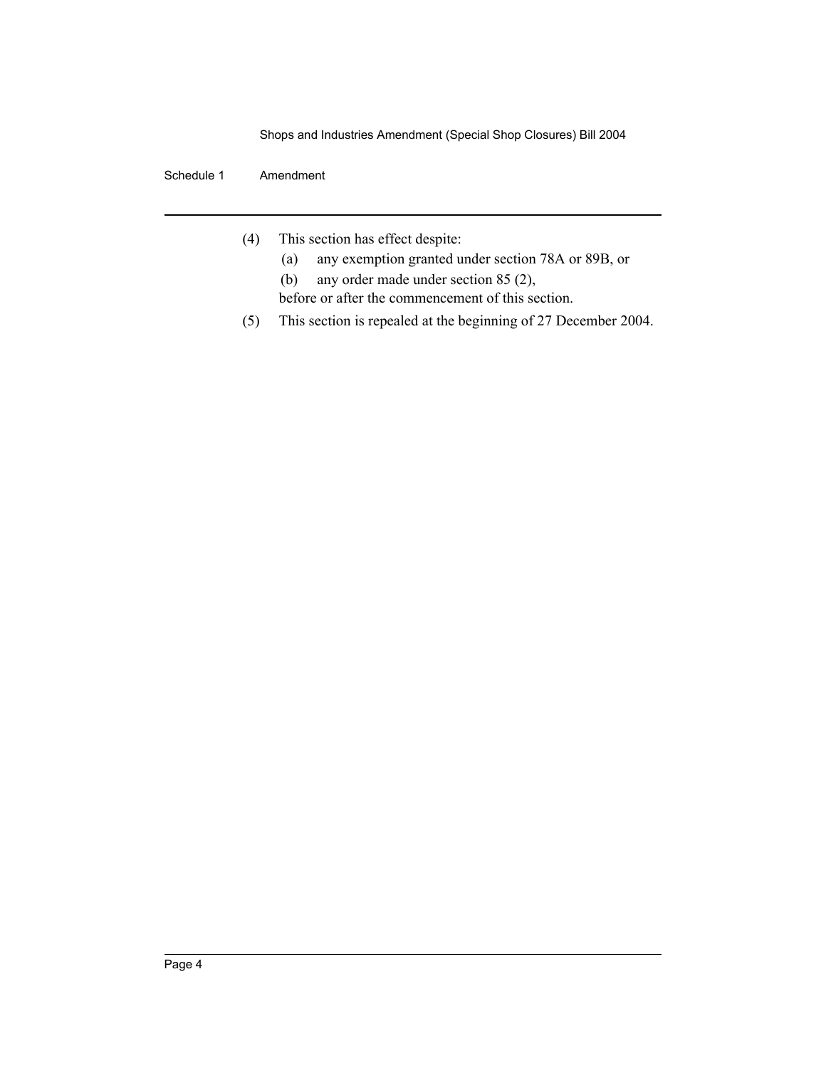(4) This section has effect despite:

(a) any exemption granted under section 78A or 89B, or

(b) any order made under section 85 (2),

before or after the commencement of this section.

(5) This section is repealed at the beginning of 27 December 2004.